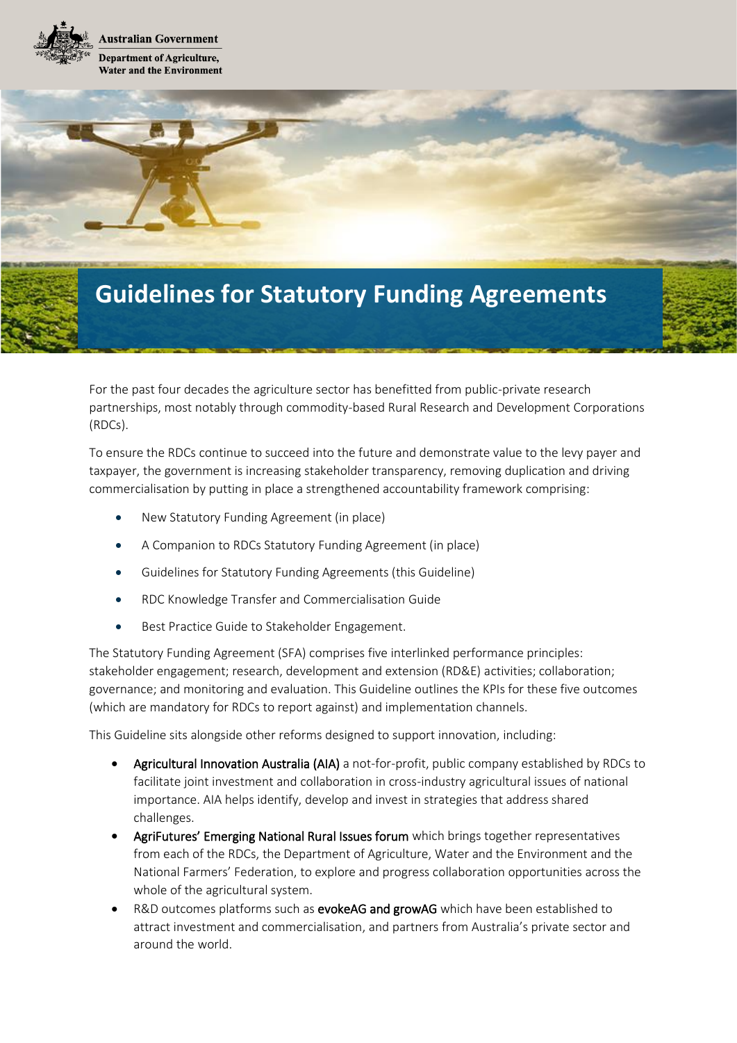Australian Government

Department of Agriculture, Water and the Environment

# Guidelines for Statutory Funding Agreements

For the past four decades the agriculture sector has benefitted from public-private research partnerships, most notably through commodity-based Rural Research and Development Corporations (RDCs).

To ensure the RDCs continue to succeed into the future and demonstrate value to the levy payer and taxpayer, the government is increasing stakeholder transparency, removing duplication and driving commercialisation by putting in place a strengthened accountability framework comprising:

- New Statutory Funding Agreement (in place)
- A Companion to RDCs Statutory Funding Agreement (in place)
- Guidelines for Statutory Funding Agreements (this Guideline)
- RDC Knowledge Transfer and Commercialisation Guide
- Best Practice Guide to Stakeholder Engagement.

The Statutory Funding Agreement (SFA) comprises five interlinked performance principles: stakeholder engagement; research, development and extension (RD&E) activities; collaboration; governance; and monitoring and evaluation. This Guideline outlines the KPIs for these five outcomes (which are mandatory for RDCs to report against) and implementation channels.

This Guideline sits alongside other reforms designed to support innovation, including:

- Agricultural Innovation Australia (AIA) a not-for-profit, public company established by RDCs to facilitate joint investment and collaboration in cross-industry agricultural issues of national importance. AIA helps identify, develop and invest in strategies that address shared challenges.
- AgriFutures' Emerging National Rural Issues forum which brings together representatives from each of the RDCs, the Department of Agriculture, Water and the Environment and the National Farmers' Federation, to explore and progress collaboration opportunities across the whole of the agricultural system.
- R&D outcomes platforms such as evokeAG and growAG which have been established to attract investment and commercialisation, and partners from Australia's private sector and around the world.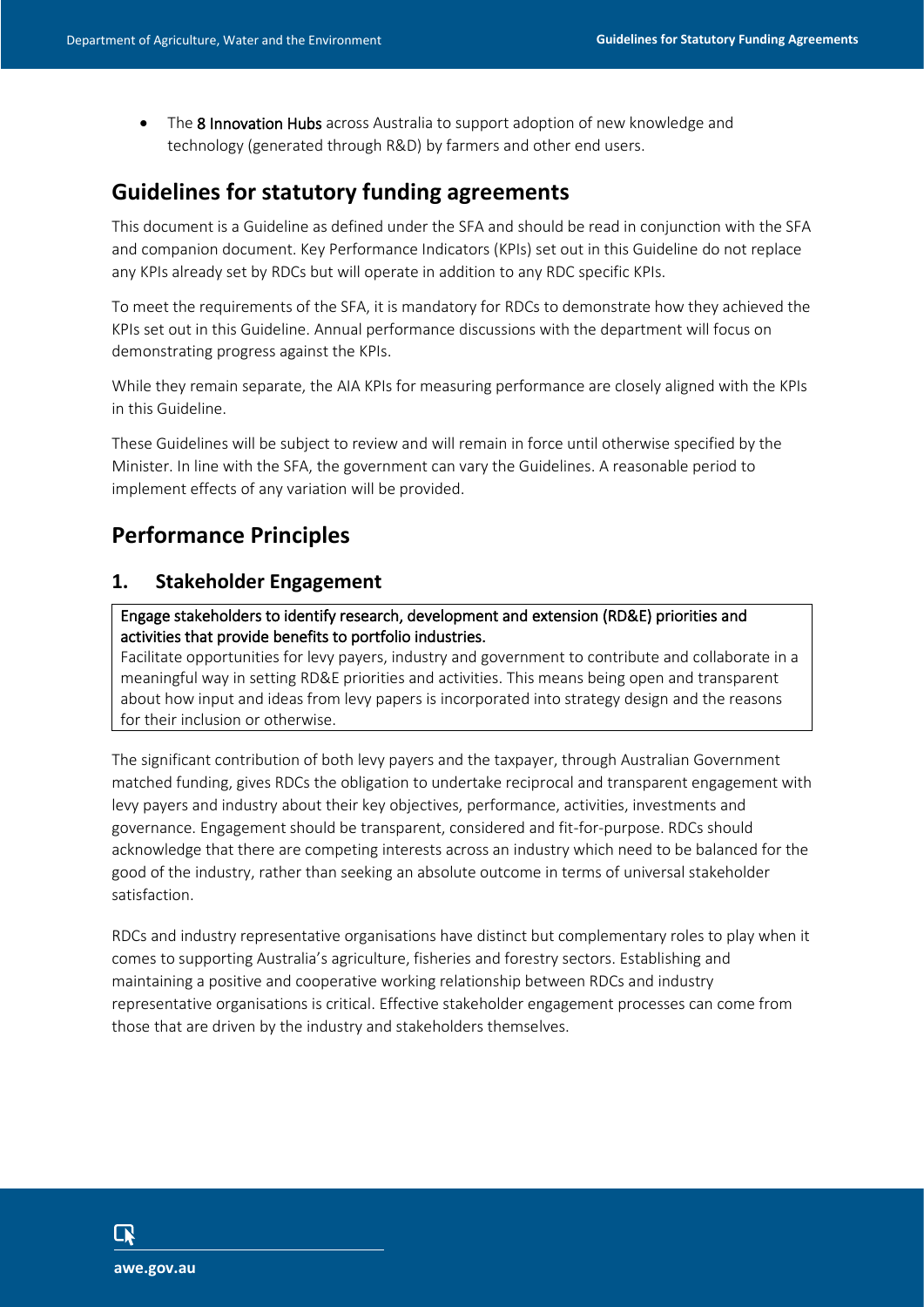- The **8 Innovation Hubs** across Australia to support adoption of new knowledge and technology (generated through R&D) by farmers and other end users.

## Guidelines for statutory funding agreements

This document is a Guideline as defined under the SFA and should be read in conjunction with the SFA and companion document. Key Performance Indicators (KPIs) set out in this Guideline do not replace any KPIs already set by RDCs but will operate in addition to any RDC specific KPIs.

To meet the requirements of the SFA, it is mandatory for RDCs to demonstrate how they achieved the KPIs set out in this Guideline. Annual performance discussions with the department will focus on demonstrating progress against the KPIs.

While they remain separate, the AIA KPIs for measuring performance are closely aligned with the KPIs in this Guideline.

These Guidelines will be subject to review and will remain in force until otherwise specified by the Minister. In line with the SFA, the government can vary the Guidelines. A reasonable period to implement effects of any variation will be provided.

## Performance Principles

### 1. Stakeholder Engagement

**Engage stakeholders to identify research, development and extension (RD&E) priorities and activities that provide benefits to portfolio industries.**

Facilitate opportunities for levy payers, industry and government to contribute and collaborate in a meaningful way in setting RD&E priorities and activities. This means being open and transparent about how input and ideas from levy papers is incorporated into strategy design and the reasons for their inclusion or otherwise.

The significant contribution of both levy payers and the taxpayer, through Australian Government matched funding, gives RDCs the obligation to undertake reciprocal and transparent engagement with levy payers and industry about their key objectives, performance, activities, investments and governance. Engagement should be transparent, considered and fit-for-purpose. RDCs should acknowledge that there are competing interests across an industry which need to be balanced for the good of the industry, rather than seeking an absolute outcome in terms of universal stakeholder satisfaction.

RDCs and industry representative organisations have distinct but complementary roles to play when it comes to supporting Australia's agriculture, fisheries and forestry sectors. Establishing and maintaining a positive and cooperative working relationship between RDCs and industry representative organisations is critical. Effective stakeholder engagement processes can come from those that are driven by the industry and stakeholders themselves.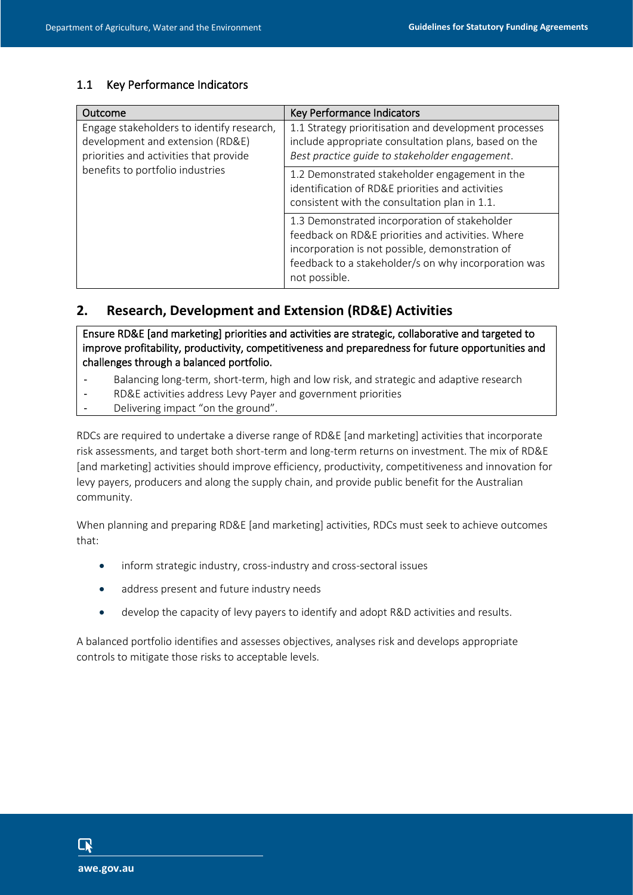### 1.1 Key Performance Indicators

| Outcome | Key Performance Indicators |
| --- | --- |
| Engage stakeholders to identify research, development and extension (RD&E) priorities and activities that provide benefits to portfolio industries | 1.1 Strategy prioritisation and development processes include appropriate consultation plans, based on the *Best practice guide to stakeholder engagement*. |
| | 1.2 Demonstrated stakeholder engagement in the identification of RD&E priorities and activities consistent with the consultation plan in 1.1. |
| | 1.3 Demonstrated incorporation of stakeholder feedback on RD&E priorities and activities. Where incorporation is not possible, demonstration of feedback to a stakeholder/s on why incorporation was not possible. |

## 2. Research, Development and Extension (RD&E) Activities

Ensure RD&E [and marketing] priorities and activities are strategic, collaborative and targeted to improve profitability, productivity, competitiveness and preparedness for future opportunities and challenges through a balanced portfolio.

- Balancing long-term, short-term, high and low risk, and strategic and adaptive research
- RD&E activities address Levy Payer and government priorities
- Delivering impact "on the ground".

RDCs are required to undertake a diverse range of RD&E [and marketing] activities that incorporate risk assessments, and target both short-term and long-term returns on investment. The mix of RD&E [and marketing] activities should improve efficiency, productivity, competitiveness and innovation for levy payers, producers and along the supply chain, and provide public benefit for the Australian community.

When planning and preparing RD&E [and marketing] activities, RDCs must seek to achieve outcomes that:

- inform strategic industry, cross-industry and cross-sectoral issues
- address present and future industry needs
- develop the capacity of levy payers to identify and adopt R&D activities and results.

A balanced portfolio identifies and assesses objectives, analyses risk and develops appropriate controls to mitigate those risks to acceptable levels.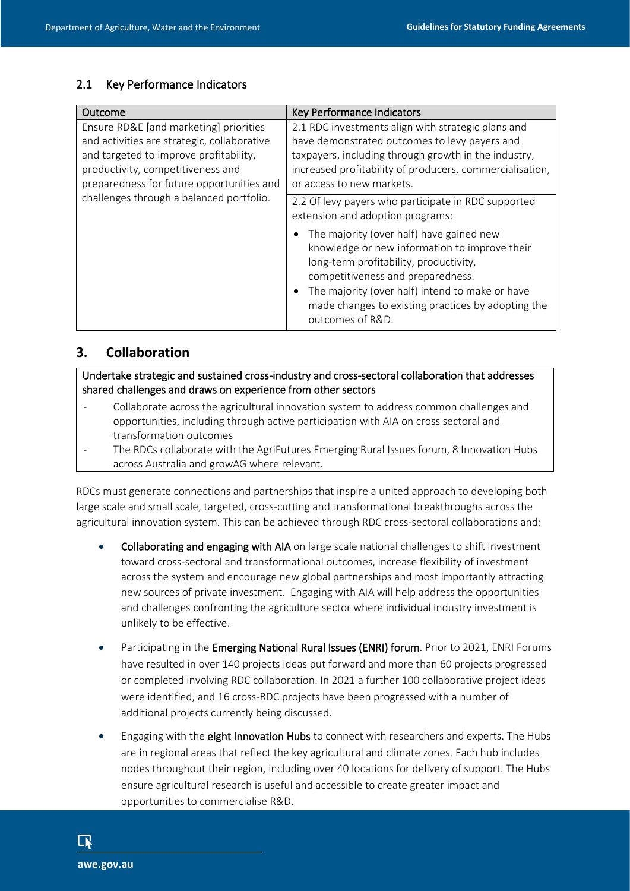## 2.1 Key Performance Indicators

| Outcome | Key Performance Indicators |
| --- | --- |
| Ensure RD&E [and marketing] priorities and activities are strategic, collaborative and targeted to improve profitability, productivity, competitiveness and preparedness for future opportunities and challenges through a balanced portfolio. | 2.1 RDC investments align with strategic plans and have demonstrated outcomes to levy payers and taxpayers, including through growth in the industry, increased profitability of producers, commercialisation, or access to new markets. |
| | 2.2 Of levy payers who participate in RDC supported extension and adoption programs:<br>• The majority (over half) have gained new knowledge or new information to improve their long-term profitability, productivity, competitiveness and preparedness.<br>• The majority (over half) intend to make or have made changes to existing practices by adopting the outcomes of R&D. |

## 3. Collaboration

Undertake strategic and sustained cross-industry and cross-sectoral collaboration that addresses shared challenges and draws on experience from other sectors

- Collaborate across the agricultural innovation system to address common challenges and opportunities, including through active participation with AIA on cross sectoral and transformation outcomes
- The RDCs collaborate with the AgriFutures Emerging Rural Issues forum, 8 Innovation Hubs across Australia and growAG where relevant.

RDCs must generate connections and partnerships that inspire a united approach to developing both large scale and small scale, targeted, cross-cutting and transformational breakthroughs across the agricultural innovation system. This can be achieved through RDC cross-sectoral collaborations and:

- **Collaborating and engaging with AIA** on large scale national challenges to shift investment toward cross-sectoral and transformational outcomes, increase flexibility of investment across the system and encourage new global partnerships and most importantly attracting new sources of private investment. Engaging with AIA will help address the opportunities and challenges confronting the agriculture sector where individual industry investment is unlikely to be effective.

- Participating in the **Emerging National Rural Issues (ENRI) forum**. Prior to 2021, ENRI Forums have resulted in over 140 projects ideas put forward and more than 60 projects progressed or completed involving RDC collaboration. In 2021 a further 100 collaborative project ideas were identified, and 16 cross-RDC projects have been progressed with a number of additional projects currently being discussed.

- Engaging with the **eight Innovation Hubs** to connect with researchers and experts. The Hubs are in regional areas that reflect the key agricultural and climate zones. Each hub includes nodes throughout their region, including over 40 locations for delivery of support. The Hubs ensure agricultural research is useful and accessible to create greater impact and opportunities to commercialise R&D.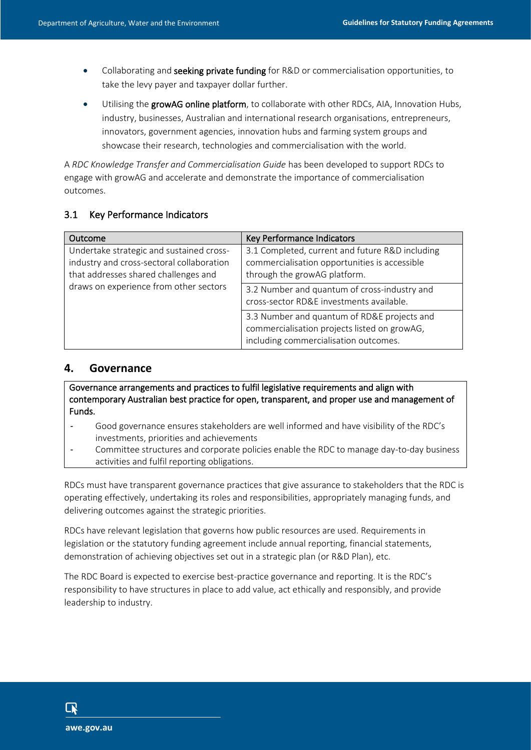- Collaborating and **seeking private funding** for R&D or commercialisation opportunities, to take the levy payer and taxpayer dollar further.
- Utilising the **growAG online platform**, to collaborate with other RDCs, AIA, Innovation Hubs, industry, businesses, Australian and international research organisations, entrepreneurs, innovators, government agencies, innovation hubs and farming system groups and showcase their research, technologies and commercialisation with the world.

A *RDC Knowledge Transfer and Commercialisation Guide* has been developed to support RDCs to engage with growAG and accelerate and demonstrate the importance of commercialisation outcomes.

### 3.1 Key Performance Indicators

| Outcome | Key Performance Indicators |
|---|---|
| Undertake strategic and sustained cross-industry and cross-sectoral collaboration that addresses shared challenges and draws on experience from other sectors | 3.1 Completed, current and future R&D including commercialisation opportunities is accessible through the growAG platform. |
| | 3.2 Number and quantum of cross-industry and cross-sector RD&E investments available. |
| | 3.3 Number and quantum of RD&E projects and commercialisation projects listed on growAG, including commercialisation outcomes. |

## 4. Governance

Governance arrangements and practices to fulfil legislative requirements and align with contemporary Australian best practice for open, transparent, and proper use and management of Funds.

- Good governance ensures stakeholders are well informed and have visibility of the RDC's investments, priorities and achievements
- Committee structures and corporate policies enable the RDC to manage day-to-day business activities and fulfil reporting obligations.

RDCs must have transparent governance practices that give assurance to stakeholders that the RDC is operating effectively, undertaking its roles and responsibilities, appropriately managing funds, and delivering outcomes against the strategic priorities.

RDCs have relevant legislation that governs how public resources are used. Requirements in legislation or the statutory funding agreement include annual reporting, financial statements, demonstration of achieving objectives set out in a strategic plan (or R&D Plan), etc.

The RDC Board is expected to exercise best-practice governance and reporting. It is the RDC's responsibility to have structures in place to add value, act ethically and responsibly, and provide leadership to industry.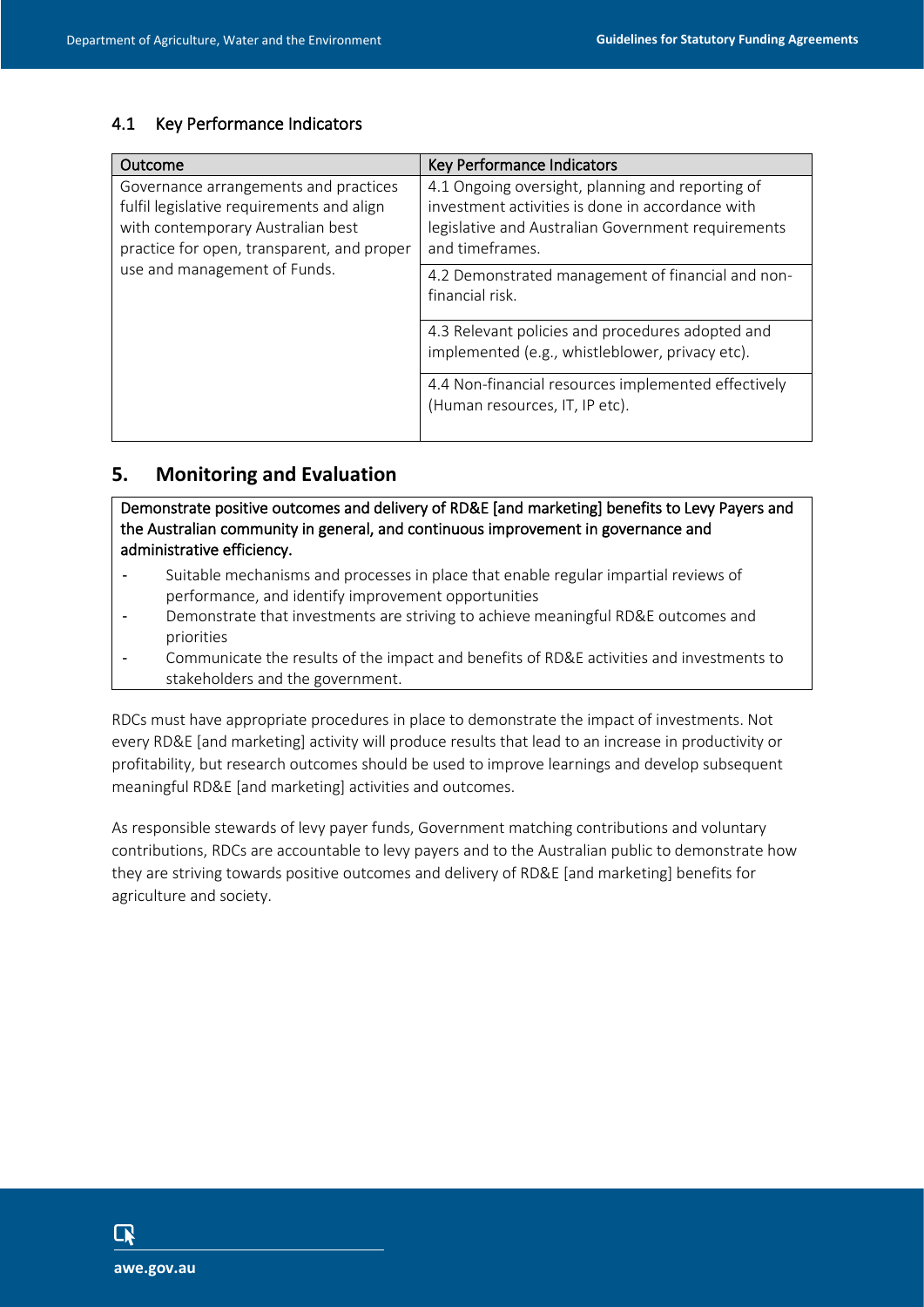### 4.1 Key Performance Indicators

| Outcome | Key Performance Indicators |
| --- | --- |
| Governance arrangements and practices fulfil legislative requirements and align with contemporary Australian best practice for open, transparent, and proper use and management of Funds. | 4.1 Ongoing oversight, planning and reporting of investment activities is done in accordance with legislative and Australian Government requirements and timeframes. |
| | 4.2 Demonstrated management of financial and non-financial risk. |
| | 4.3 Relevant policies and procedures adopted and implemented (e.g., whistleblower, privacy etc). |
| | 4.4 Non-financial resources implemented effectively (Human resources, IT, IP etc). |

## 5. Monitoring and Evaluation

Demonstrate positive outcomes and delivery of RD&E [and marketing] benefits to Levy Payers and the Australian community in general, and continuous improvement in governance and administrative efficiency.

- Suitable mechanisms and processes in place that enable regular impartial reviews of performance, and identify improvement opportunities
- Demonstrate that investments are striving to achieve meaningful RD&E outcomes and priorities
- Communicate the results of the impact and benefits of RD&E activities and investments to stakeholders and the government.

RDCs must have appropriate procedures in place to demonstrate the impact of investments. Not every RD&E [and marketing] activity will produce results that lead to an increase in productivity or profitability, but research outcomes should be used to improve learnings and develop subsequent meaningful RD&E [and marketing] activities and outcomes.

As responsible stewards of levy payer funds, Government matching contributions and voluntary contributions, RDCs are accountable to levy payers and to the Australian public to demonstrate how they are striving towards positive outcomes and delivery of RD&E [and marketing] benefits for agriculture and society.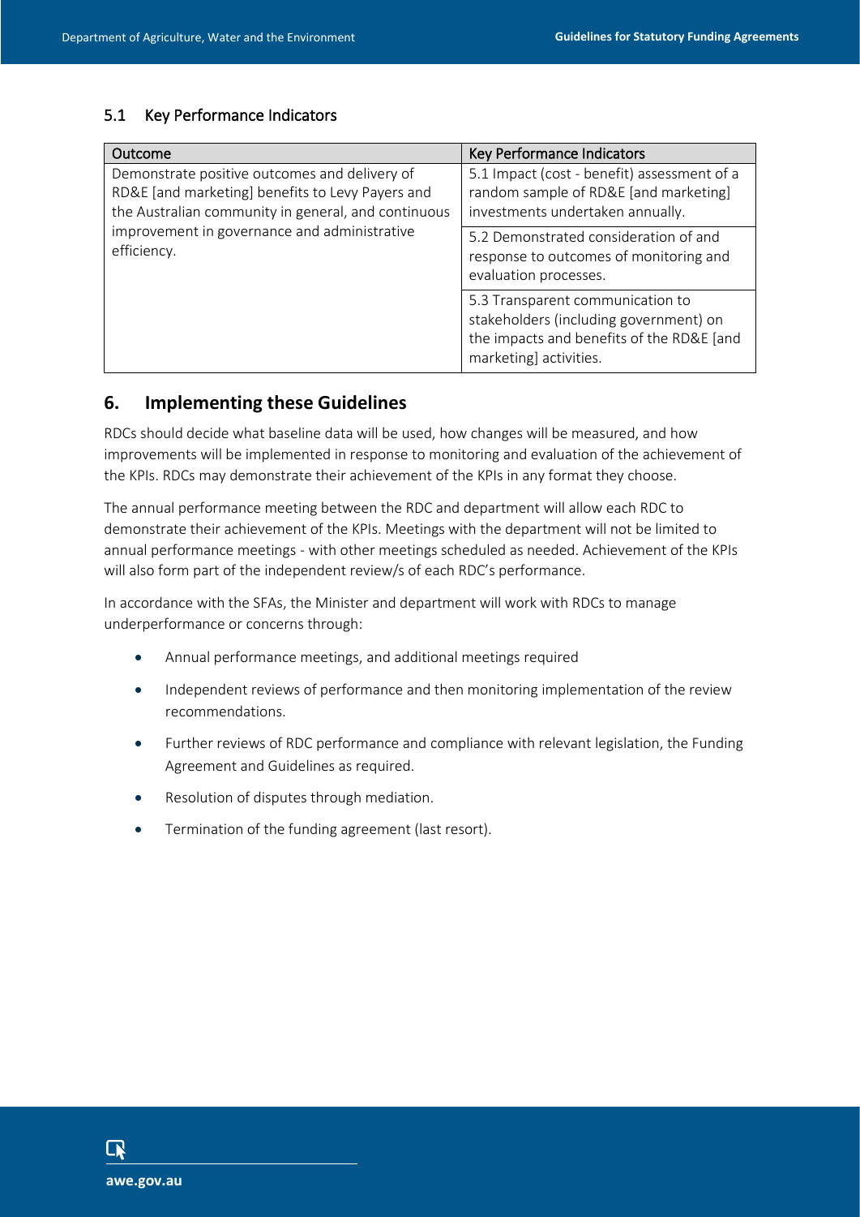### 5.1 Key Performance Indicators

| Outcome | Key Performance Indicators |
| --- | --- |
| Demonstrate positive outcomes and delivery of RD&E [and marketing] benefits to Levy Payers and the Australian community in general, and continuous improvement in governance and administrative efficiency. | 5.1 Impact (cost - benefit) assessment of a random sample of RD&E [and marketing] investments undertaken annually. |
| | 5.2 Demonstrated consideration of and response to outcomes of monitoring and evaluation processes. |
| | 5.3 Transparent communication to stakeholders (including government) on the impacts and benefits of the RD&E [and marketing] activities. |

## 6. Implementing these Guidelines

RDCs should decide what baseline data will be used, how changes will be measured, and how improvements will be implemented in response to monitoring and evaluation of the achievement of the KPIs. RDCs may demonstrate their achievement of the KPIs in any format they choose.

The annual performance meeting between the RDC and department will allow each RDC to demonstrate their achievement of the KPIs. Meetings with the department will not be limited to annual performance meetings - with other meetings scheduled as needed. Achievement of the KPIs will also form part of the independent review/s of each RDC's performance.

In accordance with the SFAs, the Minister and department will work with RDCs to manage underperformance or concerns through:

- Annual performance meetings, and additional meetings required
- Independent reviews of performance and then monitoring implementation of the review recommendations.
- Further reviews of RDC performance and compliance with relevant legislation, the Funding Agreement and Guidelines as required.
- Resolution of disputes through mediation.
- Termination of the funding agreement (last resort).